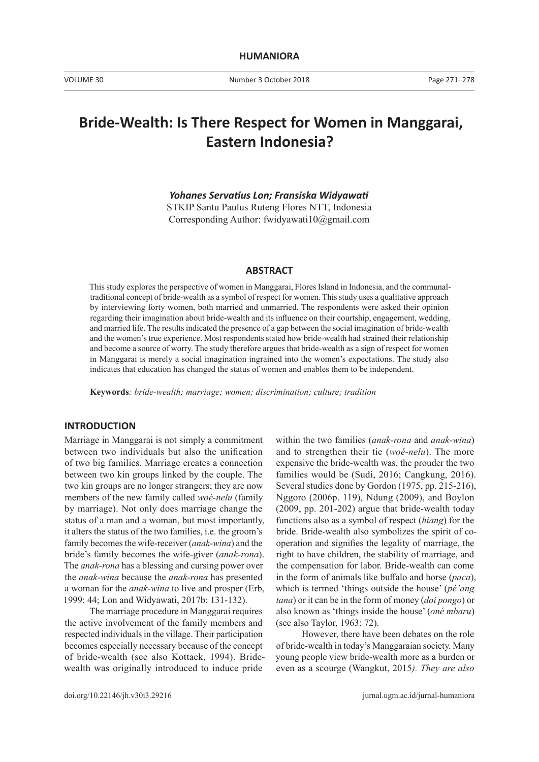# Bride-Wealth: Is There Respect for Women in Manggarai, Eastern Indonesia?

***Yohanes Servatius Lon; Fransiska Widyawati***

STKIP Santu Paulus Ruteng Flores NTT, Indonesia

Corresponding Author: fwidyawati10@gmail.com

## ABSTRACT

This study explores the perspective of women in Manggarai, Flores Island in Indonesia, and the communal-traditional concept of bride-wealth as a symbol of respect for women. This study uses a qualitative approach by interviewing forty women, both married and unmarried. The respondents were asked their opinion regarding their imagination about bride-wealth and its influence on their courtship, engagement, wedding, and married life. The results indicated the presence of a gap between the social imagination of bride-wealth and the women's true experience. Most respondents stated how bride-wealth had strained their relationship and become a source of worry. The study therefore argues that bride-wealth as a sign of respect for women in Manggarai is merely a social imagination ingrained into the women's expectations. The study also indicates that education has changed the status of women and enables them to be independent.

**Keywords***: bride-wealth; marriage; women; discrimination; culture; tradition*

## INTRODUCTION

Marriage in Manggarai is not simply a commitment between two individuals but also the unification of two big families. Marriage creates a connection between two kin groups linked by the couple. The two kin groups are no longer strangers; they are now members of the new family called *woé-nelu* (family by marriage). Not only does marriage change the status of a man and a woman, but most importantly, it alters the status of the two families, i.e. the groom's family becomes the wife-receiver (*anak-wina*) and the bride's family becomes the wife-giver (*anak-rona*). The *anak-rona* has a blessing and cursing power over the *anak-wina* because the *anak-rona* has presented a woman for the *anak-wina* to live and prosper (Erb, 1999: 44; Lon and Widyawati, 2017b: 131-132).

The marriage procedure in Manggarai requires the active involvement of the family members and respected individuals in the village. Their participation becomes especially necessary because of the concept of bride-wealth (see also Kottack, 1994). Bride-wealth was originally introduced to induce pride within the two families (*anak-rona* and *anak-wina*) and to strengthen their tie (*woé-nelu*). The more expensive the bride-wealth was, the prouder the two families would be (Sudi, 2016; Cangkung, 2016). Several studies done by Gordon (1975, pp. 215-216), Nggoro (2006p. 119), Ndung (2009), and Boylon (2009, pp. 201-202) argue that bride-wealth today functions also as a symbol of respect (*hiang*) for the bride. Bride-wealth also symbolizes the spirit of co-operation and signifies the legality of marriage, the right to have children, the stability of marriage, and the compensation for labor. Bride-wealth can come in the form of animals like buffalo and horse (*paca*), which is termed 'things outside the house' (*pé'ang tana*) or it can be in the form of money (*doi pongo*) or also known as 'things inside the house' (*oné mbaru*) (see also Taylor, 1963: 72).

However, there have been debates on the role of bride-wealth in today's Manggaraian society. Many young people view bride-wealth more as a burden or even as a scourge (Wangkut, 2015*). They are also*

doi.org/10.22146/jh.v30i3.29216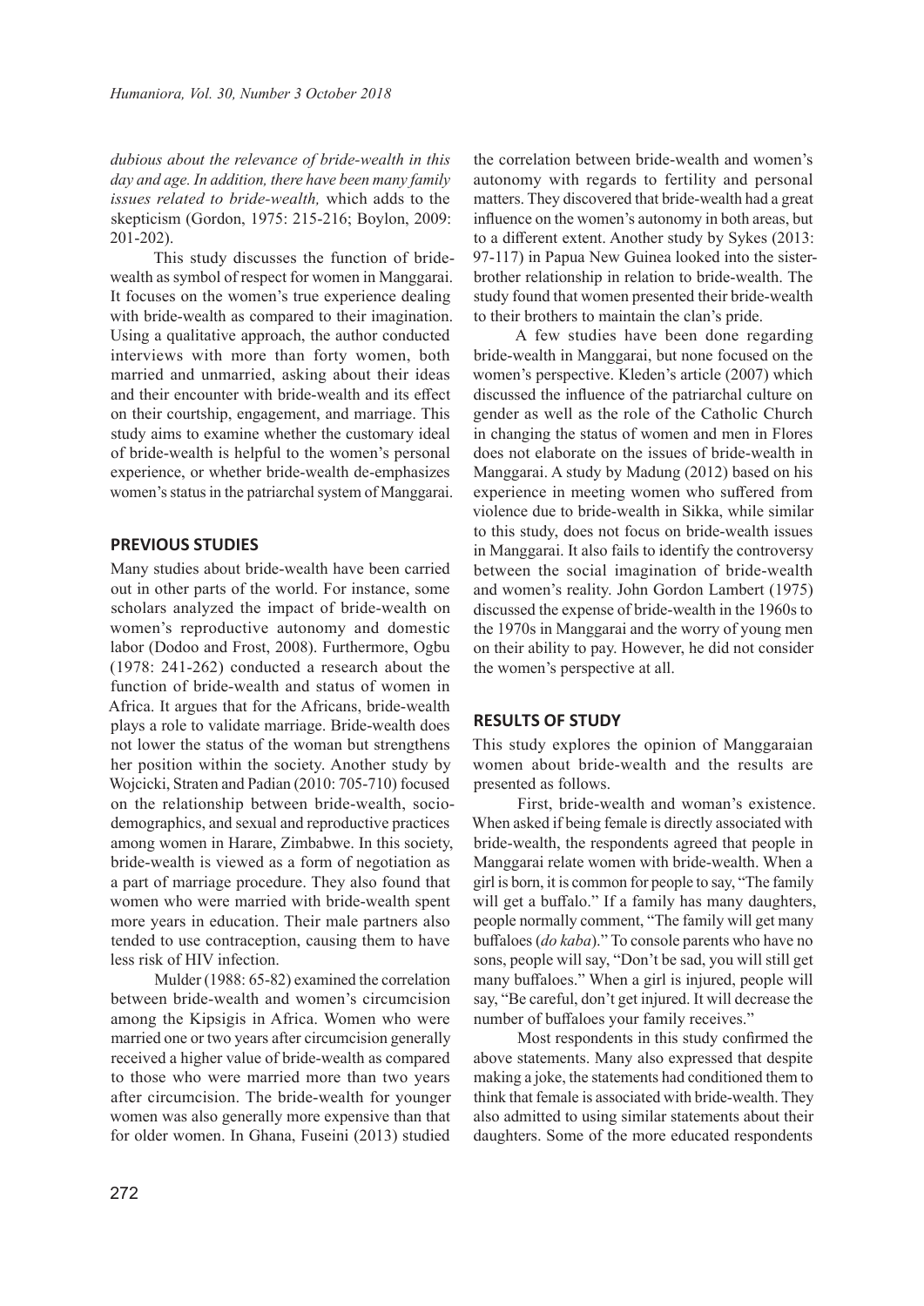*dubious about the relevance of bride-wealth in this day and age. In addition, there have been many family issues related to bride-wealth,* which adds to the skepticism (Gordon, 1975: 215-216; Boylon, 2009: 201-202).

This study discusses the function of bride-wealth as symbol of respect for women in Manggarai. It focuses on the women's true experience dealing with bride-wealth as compared to their imagination. Using a qualitative approach, the author conducted interviews with more than forty women, both married and unmarried, asking about their ideas and their encounter with bride-wealth and its effect on their courtship, engagement, and marriage. This study aims to examine whether the customary ideal of bride-wealth is helpful to the women's personal experience, or whether bride-wealth de-emphasizes women's status in the patriarchal system of Manggarai.

## PREVIOUS STUDIES

Many studies about bride-wealth have been carried out in other parts of the world. For instance, some scholars analyzed the impact of bride-wealth on women's reproductive autonomy and domestic labor (Dodoo and Frost, 2008). Furthermore, Ogbu (1978: 241-262) conducted a research about the function of bride-wealth and status of women in Africa. It argues that for the Africans, bride-wealth plays a role to validate marriage. Bride-wealth does not lower the status of the woman but strengthens her position within the society. Another study by Wojcicki, Straten and Padian (2010: 705-710) focused on the relationship between bride-wealth, socio-demographics, and sexual and reproductive practices among women in Harare, Zimbabwe. In this society, bride-wealth is viewed as a form of negotiation as a part of marriage procedure. They also found that women who were married with bride-wealth spent more years in education. Their male partners also tended to use contraception, causing them to have less risk of HIV infection.

Mulder (1988: 65-82) examined the correlation between bride-wealth and women's circumcision among the Kipsigis in Africa. Women who were married one or two years after circumcision generally received a higher value of bride-wealth as compared to those who were married more than two years after circumcision. The bride-wealth for younger women was also generally more expensive than that for older women. In Ghana, Fuseini (2013) studied the correlation between bride-wealth and women's autonomy with regards to fertility and personal matters. They discovered that bride-wealth had a great influence on the women's autonomy in both areas, but to a different extent. Another study by Sykes (2013: 97-117) in Papua New Guinea looked into the sister-brother relationship in relation to bride-wealth. The study found that women presented their bride-wealth to their brothers to maintain the clan's pride.

A few studies have been done regarding bride-wealth in Manggarai, but none focused on the women's perspective. Kleden's article (2007) which discussed the influence of the patriarchal culture on gender as well as the role of the Catholic Church in changing the status of women and men in Flores does not elaborate on the issues of bride-wealth in Manggarai. A study by Madung (2012) based on his experience in meeting women who suffered from violence due to bride-wealth in Sikka, while similar to this study, does not focus on bride-wealth issues in Manggarai. It also fails to identify the controversy between the social imagination of bride-wealth and women's reality. John Gordon Lambert (1975) discussed the expense of bride-wealth in the 1960s to the 1970s in Manggarai and the worry of young men on their ability to pay. However, he did not consider the women's perspective at all.

## RESULTS OF STUDY

This study explores the opinion of Manggaraian women about bride-wealth and the results are presented as follows.

First, bride-wealth and woman's existence. When asked if being female is directly associated with bride-wealth, the respondents agreed that people in Manggarai relate women with bride-wealth. When a girl is born, it is common for people to say, "The family will get a buffalo." If a family has many daughters, people normally comment, "The family will get many buffaloes (*do kaba*)." To console parents who have no sons, people will say, "Don't be sad, you will still get many buffaloes." When a girl is injured, people will say, "Be careful, don't get injured. It will decrease the number of buffaloes your family receives."

Most respondents in this study confirmed the above statements. Many also expressed that despite making a joke, the statements had conditioned them to think that female is associated with bride-wealth. They also admitted to using similar statements about their daughters. Some of the more educated respondents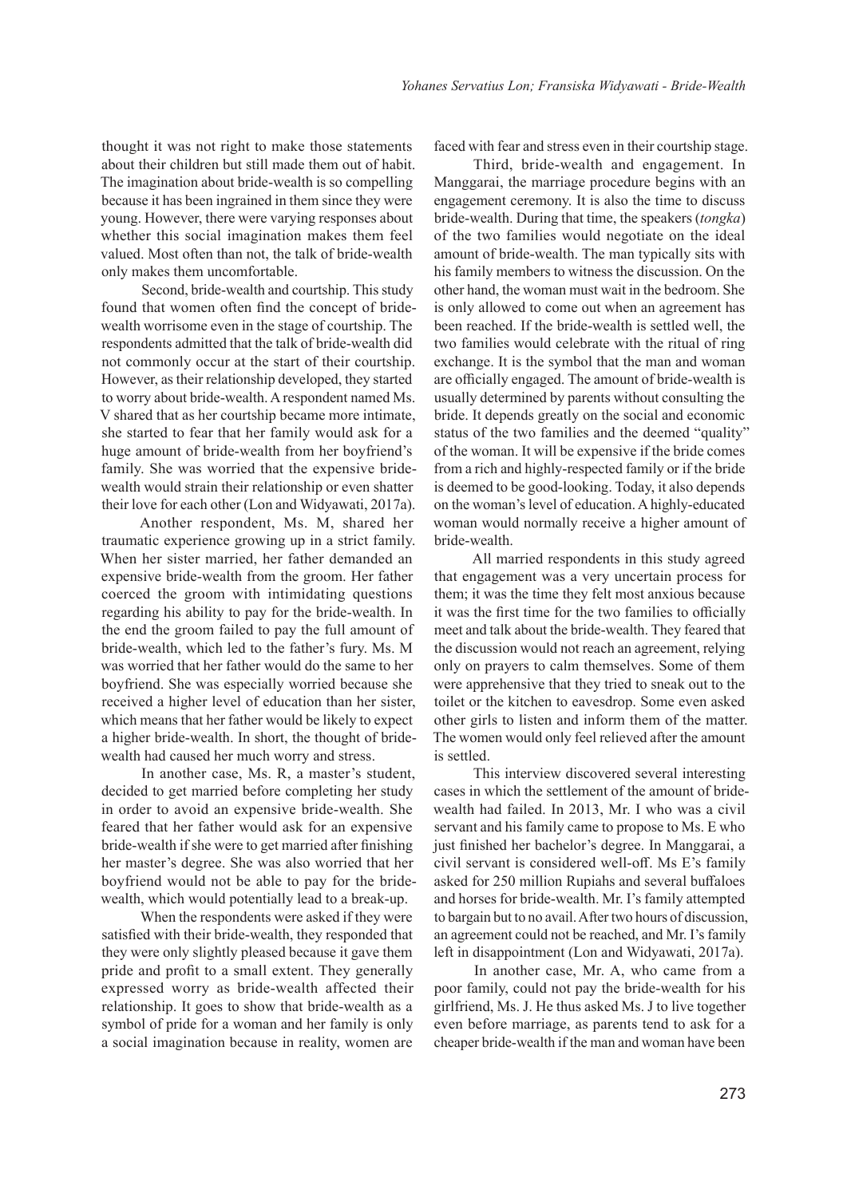thought it was not right to make those statements about their children but still made them out of habit. The imagination about bride-wealth is so compelling because it has been ingrained in them since they were young. However, there were varying responses about whether this social imagination makes them feel valued. Most often than not, the talk of bride-wealth only makes them uncomfortable.

Second, bride-wealth and courtship. This study found that women often find the concept of bride-wealth worrisome even in the stage of courtship. The respondents admitted that the talk of bride-wealth did not commonly occur at the start of their courtship. However, as their relationship developed, they started to worry about bride-wealth. A respondent named Ms. V shared that as her courtship became more intimate, she started to fear that her family would ask for a huge amount of bride-wealth from her boyfriend's family. She was worried that the expensive bride-wealth would strain their relationship or even shatter their love for each other (Lon and Widyawati, 2017a).

Another respondent, Ms. M, shared her traumatic experience growing up in a strict family. When her sister married, her father demanded an expensive bride-wealth from the groom. Her father coerced the groom with intimidating questions regarding his ability to pay for the bride-wealth. In the end the groom failed to pay the full amount of bride-wealth, which led to the father's fury. Ms. M was worried that her father would do the same to her boyfriend. She was especially worried because she received a higher level of education than her sister, which means that her father would be likely to expect a higher bride-wealth. In short, the thought of bride-wealth had caused her much worry and stress.

In another case, Ms. R, a master's student, decided to get married before completing her study in order to avoid an expensive bride-wealth. She feared that her father would ask for an expensive bride-wealth if she were to get married after finishing her master's degree. She was also worried that her boyfriend would not be able to pay for the bride-wealth, which would potentially lead to a break-up.

When the respondents were asked if they were satisfied with their bride-wealth, they responded that they were only slightly pleased because it gave them pride and profit to a small extent. They generally expressed worry as bride-wealth affected their relationship. It goes to show that bride-wealth as a symbol of pride for a woman and her family is only a social imagination because in reality, women are faced with fear and stress even in their courtship stage.

Third, bride-wealth and engagement. In Manggarai, the marriage procedure begins with an engagement ceremony. It is also the time to discuss bride-wealth. During that time, the speakers (*tongka*) of the two families would negotiate on the ideal amount of bride-wealth. The man typically sits with his family members to witness the discussion. On the other hand, the woman must wait in the bedroom. She is only allowed to come out when an agreement has been reached. If the bride-wealth is settled well, the two families would celebrate with the ritual of ring exchange. It is the symbol that the man and woman are officially engaged. The amount of bride-wealth is usually determined by parents without consulting the bride. It depends greatly on the social and economic status of the two families and the deemed "quality" of the woman. It will be expensive if the bride comes from a rich and highly-respected family or if the bride is deemed to be good-looking. Today, it also depends on the woman's level of education. A highly-educated woman would normally receive a higher amount of bride-wealth.

All married respondents in this study agreed that engagement was a very uncertain process for them; it was the time they felt most anxious because it was the first time for the two families to officially meet and talk about the bride-wealth. They feared that the discussion would not reach an agreement, relying only on prayers to calm themselves. Some of them were apprehensive that they tried to sneak out to the toilet or the kitchen to eavesdrop. Some even asked other girls to listen and inform them of the matter. The women would only feel relieved after the amount is settled.

This interview discovered several interesting cases in which the settlement of the amount of bride-wealth had failed. In 2013, Mr. I who was a civil servant and his family came to propose to Ms. E who just finished her bachelor's degree. In Manggarai, a civil servant is considered well-off. Ms E's family asked for 250 million Rupiahs and several buffaloes and horses for bride-wealth. Mr. I's family attempted to bargain but to no avail. After two hours of discussion, an agreement could not be reached, and Mr. I's family left in disappointment (Lon and Widyawati, 2017a).

In another case, Mr. A, who came from a poor family, could not pay the bride-wealth for his girlfriend, Ms. J. He thus asked Ms. J to live together even before marriage, as parents tend to ask for a cheaper bride-wealth if the man and woman have been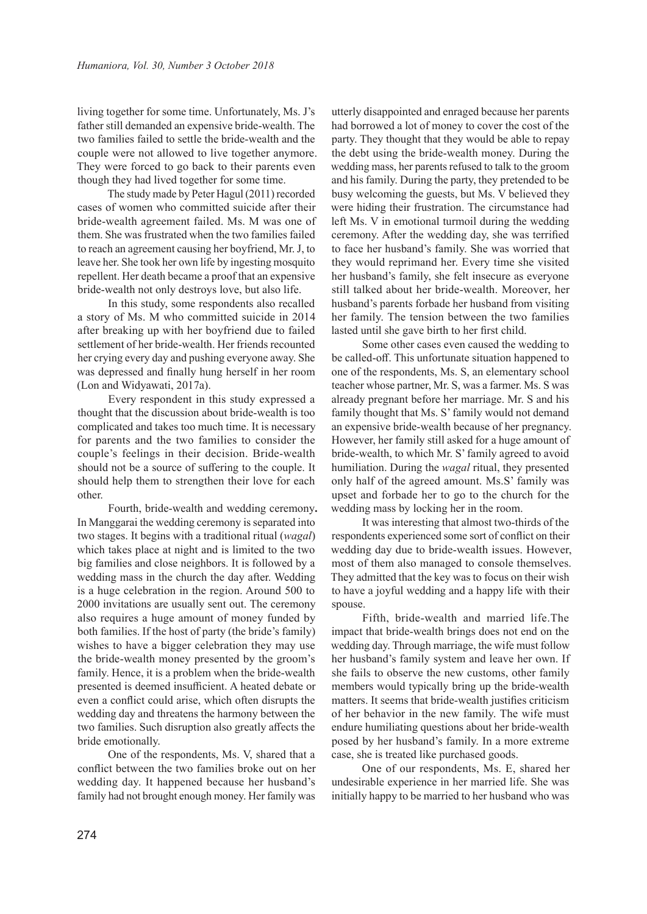living together for some time. Unfortunately, Ms. J's father still demanded an expensive bride-wealth. The two families failed to settle the bride-wealth and the couple were not allowed to live together anymore. They were forced to go back to their parents even though they had lived together for some time.

The study made by Peter Hagul (2011) recorded cases of women who committed suicide after their bride-wealth agreement failed. Ms. M was one of them. She was frustrated when the two families failed to reach an agreement causing her boyfriend, Mr. J, to leave her. She took her own life by ingesting mosquito repellent. Her death became a proof that an expensive bride-wealth not only destroys love, but also life.

In this study, some respondents also recalled a story of Ms. M who committed suicide in 2014 after breaking up with her boyfriend due to failed settlement of her bride-wealth. Her friends recounted her crying every day and pushing everyone away. She was depressed and finally hung herself in her room (Lon and Widyawati, 2017a).

Every respondent in this study expressed a thought that the discussion about bride-wealth is too complicated and takes too much time. It is necessary for parents and the two families to consider the couple's feelings in their decision. Bride-wealth should not be a source of suffering to the couple. It should help them to strengthen their love for each other.

Fourth, bride-wealth and wedding ceremony**.** In Manggarai the wedding ceremony is separated into two stages. It begins with a traditional ritual (*wagal*) which takes place at night and is limited to the two big families and close neighbors. It is followed by a wedding mass in the church the day after. Wedding is a huge celebration in the region. Around 500 to 2000 invitations are usually sent out. The ceremony also requires a huge amount of money funded by both families. If the host of party (the bride's family) wishes to have a bigger celebration they may use the bride-wealth money presented by the groom's family. Hence, it is a problem when the bride-wealth presented is deemed insufficient. A heated debate or even a conflict could arise, which often disrupts the wedding day and threatens the harmony between the two families. Such disruption also greatly affects the bride emotionally.

One of the respondents, Ms. V, shared that a conflict between the two families broke out on her wedding day. It happened because her husband's family had not brought enough money. Her family was utterly disappointed and enraged because her parents had borrowed a lot of money to cover the cost of the party. They thought that they would be able to repay the debt using the bride-wealth money. During the wedding mass, her parents refused to talk to the groom and his family. During the party, they pretended to be busy welcoming the guests, but Ms. V believed they were hiding their frustration. The circumstance had left Ms. V in emotional turmoil during the wedding ceremony. After the wedding day, she was terrified to face her husband's family. She was worried that they would reprimand her. Every time she visited her husband's family, she felt insecure as everyone still talked about her bride-wealth. Moreover, her husband's parents forbade her husband from visiting her family. The tension between the two families lasted until she gave birth to her first child.

Some other cases even caused the wedding to be called-off. This unfortunate situation happened to one of the respondents, Ms. S, an elementary school teacher whose partner, Mr. S, was a farmer. Ms. S was already pregnant before her marriage. Mr. S and his family thought that Ms. S' family would not demand an expensive bride-wealth because of her pregnancy. However, her family still asked for a huge amount of bride-wealth, to which Mr. S' family agreed to avoid humiliation. During the *wagal* ritual, they presented only half of the agreed amount. Ms.S' family was upset and forbade her to go to the church for the wedding mass by locking her in the room.

It was interesting that almost two-thirds of the respondents experienced some sort of conflict on their wedding day due to bride-wealth issues. However, most of them also managed to console themselves. They admitted that the key was to focus on their wish to have a joyful wedding and a happy life with their spouse.

Fifth, bride-wealth and married life.The impact that bride-wealth brings does not end on the wedding day. Through marriage, the wife must follow her husband's family system and leave her own. If she fails to observe the new customs, other family members would typically bring up the bride-wealth matters. It seems that bride-wealth justifies criticism of her behavior in the new family. The wife must endure humiliating questions about her bride-wealth posed by her husband's family. In a more extreme case, she is treated like purchased goods.

One of our respondents, Ms. E, shared her undesirable experience in her married life. She was initially happy to be married to her husband who was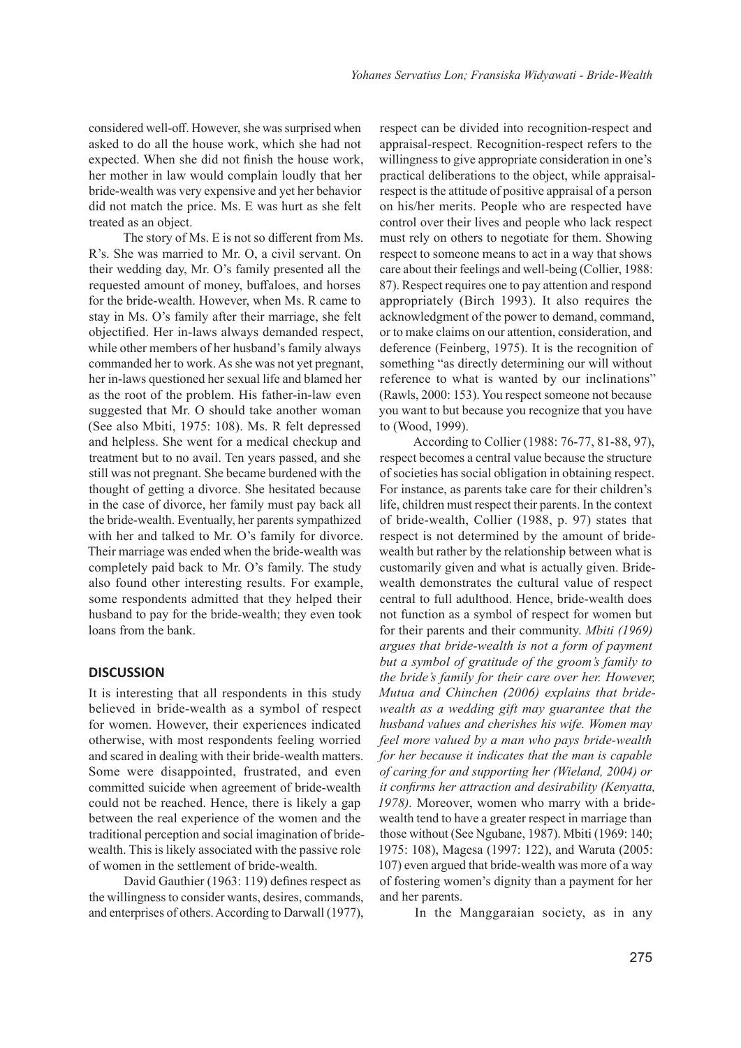considered well-off. However, she was surprised when asked to do all the house work, which she had not expected. When she did not finish the house work, her mother in law would complain loudly that her bride-wealth was very expensive and yet her behavior did not match the price. Ms. E was hurt as she felt treated as an object.

The story of Ms. E is not so different from Ms. R's. She was married to Mr. O, a civil servant. On their wedding day, Mr. O's family presented all the requested amount of money, buffaloes, and horses for the bride-wealth. However, when Ms. R came to stay in Ms. O's family after their marriage, she felt objectified. Her in-laws always demanded respect, while other members of her husband's family always commanded her to work. As she was not yet pregnant, her in-laws questioned her sexual life and blamed her as the root of the problem. His father-in-law even suggested that Mr. O should take another woman (See also Mbiti, 1975: 108). Ms. R felt depressed and helpless. She went for a medical checkup and treatment but to no avail. Ten years passed, and she still was not pregnant. She became burdened with the thought of getting a divorce. She hesitated because in the case of divorce, her family must pay back all the bride-wealth. Eventually, her parents sympathized with her and talked to Mr. O's family for divorce. Their marriage was ended when the bride-wealth was completely paid back to Mr. O's family. The study also found other interesting results. For example, some respondents admitted that they helped their husband to pay for the bride-wealth; they even took loans from the bank.

## DISCUSSION

It is interesting that all respondents in this study believed in bride-wealth as a symbol of respect for women. However, their experiences indicated otherwise, with most respondents feeling worried and scared in dealing with their bride-wealth matters. Some were disappointed, frustrated, and even committed suicide when agreement of bride-wealth could not be reached. Hence, there is likely a gap between the real experience of the women and the traditional perception and social imagination of bride-wealth. This is likely associated with the passive role of women in the settlement of bride-wealth.

David Gauthier (1963: 119) defines respect as the willingness to consider wants, desires, commands, and enterprises of others. According to Darwall (1977), respect can be divided into recognition-respect and appraisal-respect. Recognition-respect refers to the willingness to give appropriate consideration in one's practical deliberations to the object, while appraisal-respect is the attitude of positive appraisal of a person on his/her merits. People who are respected have control over their lives and people who lack respect must rely on others to negotiate for them. Showing respect to someone means to act in a way that shows care about their feelings and well-being (Collier, 1988: 87). Respect requires one to pay attention and respond appropriately (Birch 1993). It also requires the acknowledgment of the power to demand, command, or to make claims on our attention, consideration, and deference (Feinberg, 1975). It is the recognition of something "as directly determining our will without reference to what is wanted by our inclinations" (Rawls, 2000: 153). You respect someone not because you want to but because you recognize that you have to (Wood, 1999).

According to Collier (1988: 76-77, 81-88, 97), respect becomes a central value because the structure of societies has social obligation in obtaining respect. For instance, as parents take care for their children's life, children must respect their parents. In the context of bride-wealth, Collier (1988, p. 97) states that respect is not determined by the amount of bride-wealth but rather by the relationship between what is customarily given and what is actually given. Bride-wealth demonstrates the cultural value of respect central to full adulthood. Hence, bride-wealth does not function as a symbol of respect for women but for their parents and their community. *Mbiti (1969) argues that bride-wealth is not a form of payment but a symbol of gratitude of the groom's family to the bride's family for their care over her. However, Mutua and Chinchen (2006) explains that bride-wealth as a wedding gift may guarantee that the husband values and cherishes his wife. Women may feel more valued by a man who pays bride-wealth for her because it indicates that the man is capable of caring for and supporting her (Wieland, 2004) or it confirms her attraction and desirability (Kenyatta, 1978).* Moreover, women who marry with a bride-wealth tend to have a greater respect in marriage than those without (See Ngubane, 1987). Mbiti (1969: 140; 1975: 108), Magesa (1997: 122), and Waruta (2005: 107) even argued that bride-wealth was more of a way of fostering women's dignity than a payment for her and her parents.

In the Manggaraian society, as in any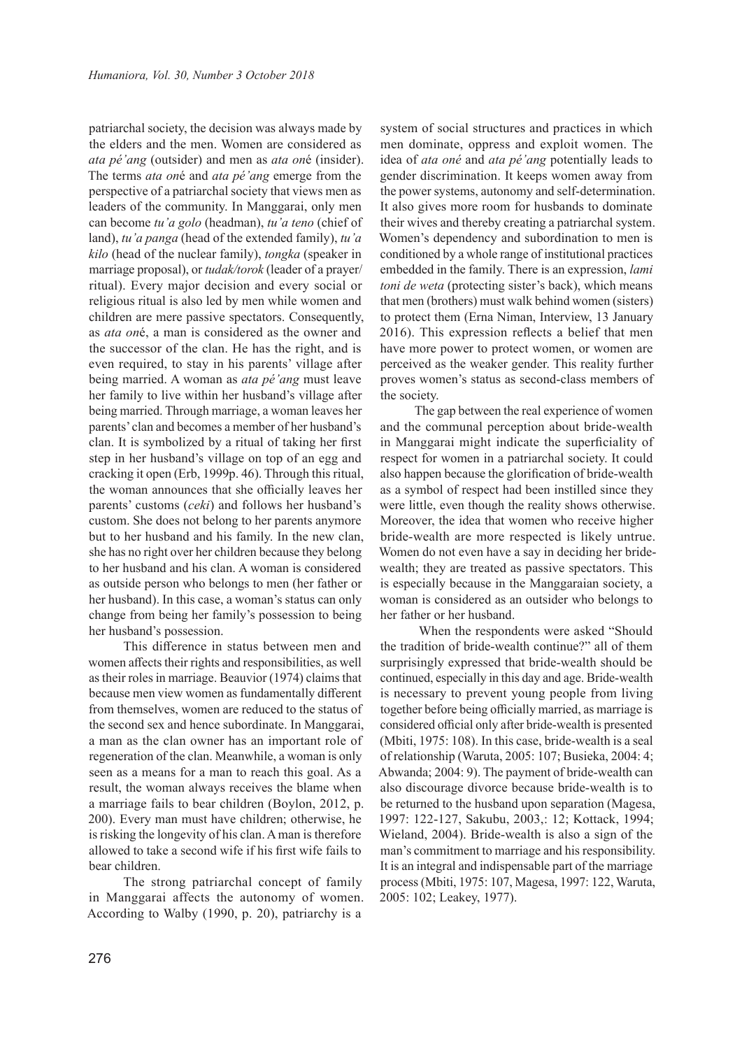patriarchal society, the decision was always made by the elders and the men. Women are considered as *ata pé'ang* (outsider) and men as *ata on*é (insider). The terms *ata on*é and *ata pé'ang* emerge from the perspective of a patriarchal society that views men as leaders of the community. In Manggarai, only men can become *tu'a golo* (headman), *tu'a teno* (chief of land), *tu'a panga* (head of the extended family), *tu'a kilo* (head of the nuclear family), *tongka* (speaker in marriage proposal), or *tudak/torok* (leader of a prayer/ritual). Every major decision and every social or religious ritual is also led by men while women and children are mere passive spectators. Consequently, as *ata on*é, a man is considered as the owner and the successor of the clan. He has the right, and is even required, to stay in his parents' village after being married. A woman as *ata pé'ang* must leave her family to live within her husband's village after being married. Through marriage, a woman leaves her parents' clan and becomes a member of her husband's clan. It is symbolized by a ritual of taking her first step in her husband's village on top of an egg and cracking it open (Erb, 1999p. 46). Through this ritual, the woman announces that she officially leaves her parents' customs (*ceki*) and follows her husband's custom. She does not belong to her parents anymore but to her husband and his family. In the new clan, she has no right over her children because they belong to her husband and his clan. A woman is considered as outside person who belongs to men (her father or her husband). In this case, a woman's status can only change from being her family's possession to being her husband's possession.

This difference in status between men and women affects their rights and responsibilities, as well as their roles in marriage. Beauvior (1974) claims that because men view women as fundamentally different from themselves, women are reduced to the status of the second sex and hence subordinate. In Manggarai, a man as the clan owner has an important role of regeneration of the clan. Meanwhile, a woman is only seen as a means for a man to reach this goal. As a result, the woman always receives the blame when a marriage fails to bear children (Boylon, 2012, p. 200). Every man must have children; otherwise, he is risking the longevity of his clan. A man is therefore allowed to take a second wife if his first wife fails to bear children.

The strong patriarchal concept of family in Manggarai affects the autonomy of women. According to Walby (1990, p. 20), patriarchy is a system of social structures and practices in which men dominate, oppress and exploit women. The idea of *ata oné* and *ata pé'ang* potentially leads to gender discrimination. It keeps women away from the power systems, autonomy and self-determination. It also gives more room for husbands to dominate their wives and thereby creating a patriarchal system. Women's dependency and subordination to men is conditioned by a whole range of institutional practices embedded in the family. There is an expression, *lami toni de weta* (protecting sister's back), which means that men (brothers) must walk behind women (sisters) to protect them (Erna Niman, Interview, 13 January 2016). This expression reflects a belief that men have more power to protect women, or women are perceived as the weaker gender. This reality further proves women's status as second-class members of the society.

The gap between the real experience of women and the communal perception about bride-wealth in Manggarai might indicate the superficiality of respect for women in a patriarchal society. It could also happen because the glorification of bride-wealth as a symbol of respect had been instilled since they were little, even though the reality shows otherwise. Moreover, the idea that women who receive higher bride-wealth are more respected is likely untrue. Women do not even have a say in deciding her bride-wealth; they are treated as passive spectators. This is especially because in the Manggaraian society, a woman is considered as an outsider who belongs to her father or her husband.

When the respondents were asked "Should the tradition of bride-wealth continue?" all of them surprisingly expressed that bride-wealth should be continued, especially in this day and age. Bride-wealth is necessary to prevent young people from living together before being officially married, as marriage is considered official only after bride-wealth is presented (Mbiti, 1975: 108). In this case, bride-wealth is a seal of relationship (Waruta, 2005: 107; Busieka, 2004: 4; Abwanda; 2004: 9). The payment of bride-wealth can also discourage divorce because bride-wealth is to be returned to the husband upon separation (Magesa, 1997: 122-127, Sakubu, 2003,: 12; Kottack, 1994; Wieland, 2004). Bride-wealth is also a sign of the man's commitment to marriage and his responsibility. It is an integral and indispensable part of the marriage process (Mbiti, 1975: 107, Magesa, 1997: 122, Waruta, 2005: 102; Leakey, 1977).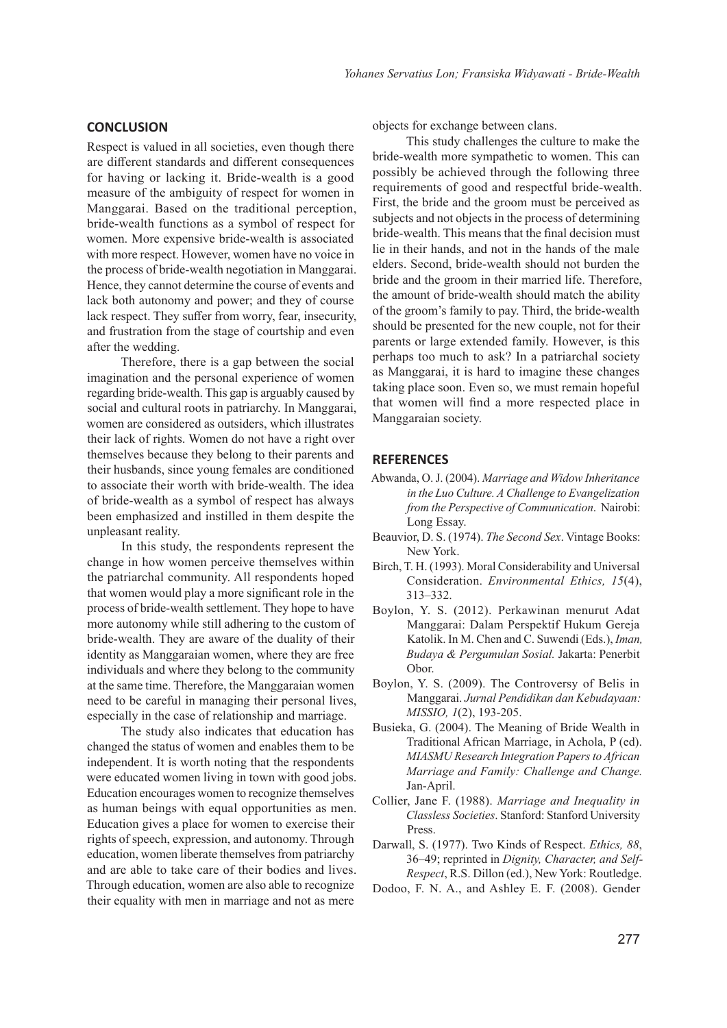## CONCLUSION

Respect is valued in all societies, even though there are different standards and different consequences for having or lacking it. Bride-wealth is a good measure of the ambiguity of respect for women in Manggarai. Based on the traditional perception, bride-wealth functions as a symbol of respect for women. More expensive bride-wealth is associated with more respect. However, women have no voice in the process of bride-wealth negotiation in Manggarai. Hence, they cannot determine the course of events and lack both autonomy and power; and they of course lack respect. They suffer from worry, fear, insecurity, and frustration from the stage of courtship and even after the wedding.

Therefore, there is a gap between the social imagination and the personal experience of women regarding bride-wealth. This gap is arguably caused by social and cultural roots in patriarchy. In Manggarai, women are considered as outsiders, which illustrates their lack of rights. Women do not have a right over themselves because they belong to their parents and their husbands, since young females are conditioned to associate their worth with bride-wealth. The idea of bride-wealth as a symbol of respect has always been emphasized and instilled in them despite the unpleasant reality.

In this study, the respondents represent the change in how women perceive themselves within the patriarchal community. All respondents hoped that women would play a more significant role in the process of bride-wealth settlement. They hope to have more autonomy while still adhering to the custom of bride-wealth. They are aware of the duality of their identity as Manggaraian women, where they are free individuals and where they belong to the community at the same time. Therefore, the Manggaraian women need to be careful in managing their personal lives, especially in the case of relationship and marriage.

The study also indicates that education has changed the status of women and enables them to be independent. It is worth noting that the respondents were educated women living in town with good jobs. Education encourages women to recognize themselves as human beings with equal opportunities as men. Education gives a place for women to exercise their rights of speech, expression, and autonomy. Through education, women liberate themselves from patriarchy and are able to take care of their bodies and lives. Through education, women are also able to recognize their equality with men in marriage and not as mere objects for exchange between clans.

This study challenges the culture to make the bride-wealth more sympathetic to women. This can possibly be achieved through the following three requirements of good and respectful bride-wealth. First, the bride and the groom must be perceived as subjects and not objects in the process of determining bride-wealth. This means that the final decision must lie in their hands, and not in the hands of the male elders. Second, bride-wealth should not burden the bride and the groom in their married life. Therefore, the amount of bride-wealth should match the ability of the groom's family to pay. Third, the bride-wealth should be presented for the new couple, not for their parents or large extended family. However, is this perhaps too much to ask? In a patriarchal society as Manggarai, it is hard to imagine these changes taking place soon. Even so, we must remain hopeful that women will find a more respected place in Manggaraian society.

## REFERENCES

Abwanda, O. J. (2004). *Marriage and Widow Inheritance in the Luo Culture. A Challenge to Evangelization from the Perspective of Communication*. Nairobi: Long Essay.

Beauvior, D. S. (1974). *The Second Sex*. Vintage Books: New York.

Birch, T. H. (1993). Moral Considerability and Universal Consideration. *Environmental Ethics, 15*(4), 313–332.

Boylon, Y. S. (2012). Perkawinan menurut Adat Manggarai: Dalam Perspektif Hukum Gereja Katolik. In M. Chen and C. Suwendi (Eds.), *Iman, Budaya & Pergumulan Sosial.* Jakarta: Penerbit Obor.

Boylon, Y. S. (2009). The Controversy of Belis in Manggarai. *Jurnal Pendidikan dan Kebudayaan: MISSIO, 1*(2), 193-205.

Busieka, G. (2004). The Meaning of Bride Wealth in Traditional African Marriage, in Achola, P (ed). *MIASMU Research Integration Papers to African Marriage and Family: Challenge and Change.* Jan-April.

Collier, Jane F. (1988). *Marriage and Inequality in Classless Societies*. Stanford: Stanford University Press.

Darwall, S. (1977). Two Kinds of Respect. *Ethics, 88*, 36–49; reprinted in *Dignity, Character, and Self-Respect*, R.S. Dillon (ed.), New York: Routledge.

Dodoo, F. N. A., and Ashley E. F. (2008). Gender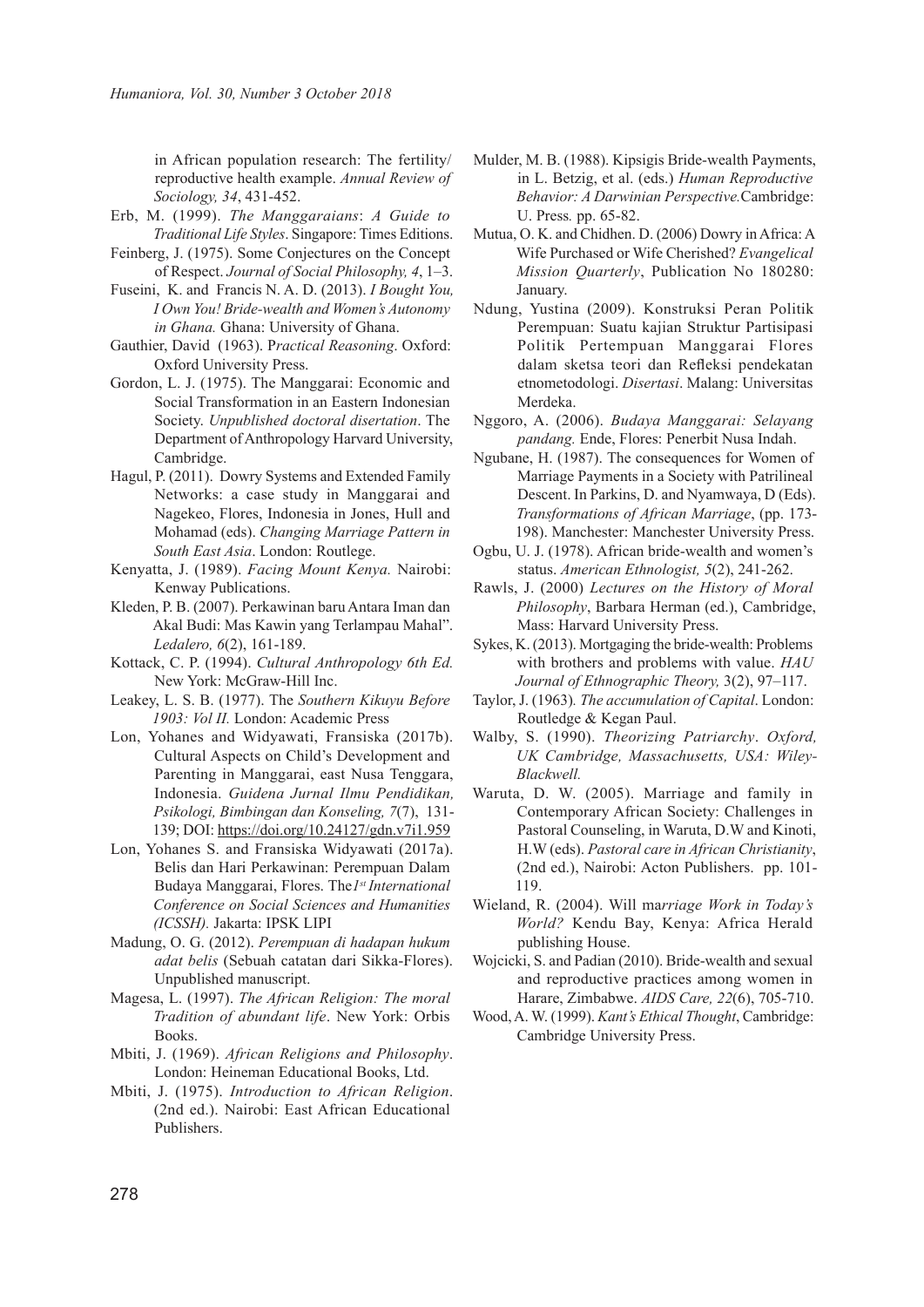in African population research: The fertility/ reproductive health example. *Annual Review of Sociology, 34*, 431-452.

Erb, M. (1999). *The Manggaraians*: *A Guide to Traditional Life Styles*. Singapore: Times Editions.

Feinberg, J. (1975). Some Conjectures on the Concept of Respect. *Journal of Social Philosophy, 4*, 1–3.

Fuseini, K. and Francis N. A. D. (2013). *I Bought You, I Own You! Bride-wealth and Women's Autonomy in Ghana.* Ghana: University of Ghana.

Gauthier, David (1963). P*ractical Reasoning*. Oxford: Oxford University Press.

Gordon, L. J. (1975). The Manggarai: Economic and Social Transformation in an Eastern Indonesian Society. *Unpublished doctoral disertation*. The Department of Anthropology Harvard University, Cambridge.

Hagul, P. (2011). Dowry Systems and Extended Family Networks: a case study in Manggarai and Nagekeo, Flores, Indonesia in Jones, Hull and Mohamad (eds). *Changing Marriage Pattern in South East Asia*. London: Routlege.

Kenyatta, J. (1989). *Facing Mount Kenya.* Nairobi: Kenway Publications.

Kleden, P. B. (2007). Perkawinan baru Antara Iman dan Akal Budi: Mas Kawin yang Terlampau Mahal". *Ledalero, 6*(2), 161-189.

Kottack, C. P. (1994). *Cultural Anthropology 6th Ed.* New York: McGraw-Hill Inc.

Leakey, L. S. B. (1977). The *Southern Kikuyu Before 1903: Vol II.* London: Academic Press

Lon, Yohanes and Widyawati, Fransiska (2017b). Cultural Aspects on Child's Development and Parenting in Manggarai, east Nusa Tenggara, Indonesia. *Guidena Jurnal Ilmu Pendidikan, Psikologi, Bimbingan dan Konseling, 7*(7), 131-139; DOI: https://doi.org/10.24127/gdn.v7i1.959

Lon, Yohanes S. and Fransiska Widyawati (2017a). Belis dan Hari Perkawinan: Perempuan Dalam Budaya Manggarai, Flores. The*1st International Conference on Social Sciences and Humanities (ICSSH).* Jakarta: IPSK LIPI

Madung, O. G. (2012). *Perempuan di hadapan hukum adat belis* (Sebuah catatan dari Sikka-Flores). Unpublished manuscript.

Magesa, L. (1997). *The African Religion: The moral Tradition of abundant life*. New York: Orbis Books.

Mbiti, J. (1969). *African Religions and Philosophy*. London: Heineman Educational Books, Ltd.

Mbiti, J. (1975). *Introduction to African Religion*. (2nd ed.). Nairobi: East African Educational Publishers.

Mulder, M. B. (1988). Kipsigis Bride-wealth Payments, in L. Betzig, et al. (eds.) *Human Reproductive Behavior: A Darwinian Perspective.*Cambridge: U. Press*.* pp. 65-82.

Mutua, O. K. and Chidhen. D. (2006) Dowry in Africa: A Wife Purchased or Wife Cherished? *Evangelical Mission Quarterly*, Publication No 180280: January.

Ndung, Yustina (2009). Konstruksi Peran Politik Perempuan: Suatu kajian Struktur Partisipasi Politik Pertempuan Manggarai Flores dalam sketsa teori dan Refleksi pendekatan etnometodologi. *Disertasi*. Malang: Universitas Merdeka.

Nggoro, A. (2006). *Budaya Manggarai: Selayang pandang.* Ende, Flores: Penerbit Nusa Indah.

Ngubane, H. (1987). The consequences for Women of Marriage Payments in a Society with Patrilineal Descent. In Parkins, D. and Nyamwaya, D (Eds). *Transformations of African Marriage*, (pp. 173-198). Manchester: Manchester University Press.

Ogbu, U. J. (1978). African bride-wealth and women's status. *American Ethnologist, 5*(2), 241-262.

Rawls, J. (2000) *Lectures on the History of Moral Philosophy*, Barbara Herman (ed.), Cambridge, Mass: Harvard University Press.

Sykes, K. (2013). Mortgaging the bride-wealth: Problems with brothers and problems with value. *HAU Journal of Ethnographic Theory,* 3(2), 97–117.

Taylor, J. (1963)*. The accumulation of Capital*. London: Routledge & Kegan Paul.

Walby, S. (1990). *Theorizing Patriarchy*. *Oxford, UK Cambridge, Massachusetts, USA: Wiley-Blackwell.*

Waruta, D. W. (2005). Marriage and family in Contemporary African Society: Challenges in Pastoral Counseling, in Waruta, D.W and Kinoti, H.W (eds). *Pastoral care in African Christianity*, (2nd ed.), Nairobi: Acton Publishers. pp. 101-119.

Wieland, R. (2004). Will ma*rriage Work in Today's World?* Kendu Bay, Kenya: Africa Herald publishing House.

Wojcicki, S. and Padian (2010). Bride-wealth and sexual and reproductive practices among women in Harare, Zimbabwe. *AIDS Care, 22*(6), 705-710.

Wood, A. W. (1999). *Kant's Ethical Thought*, Cambridge: Cambridge University Press.